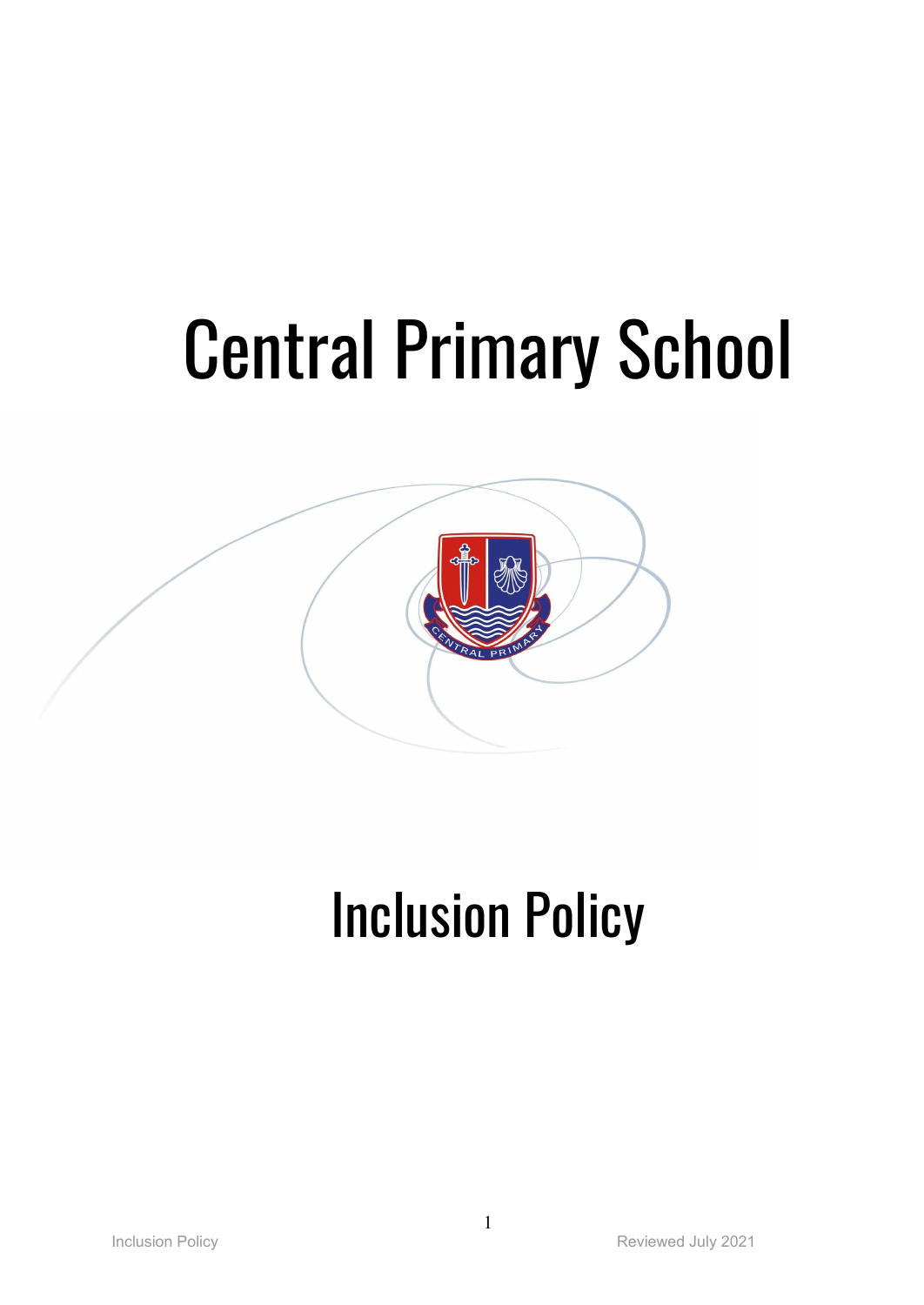# Central Primary School

# Inclusion Policy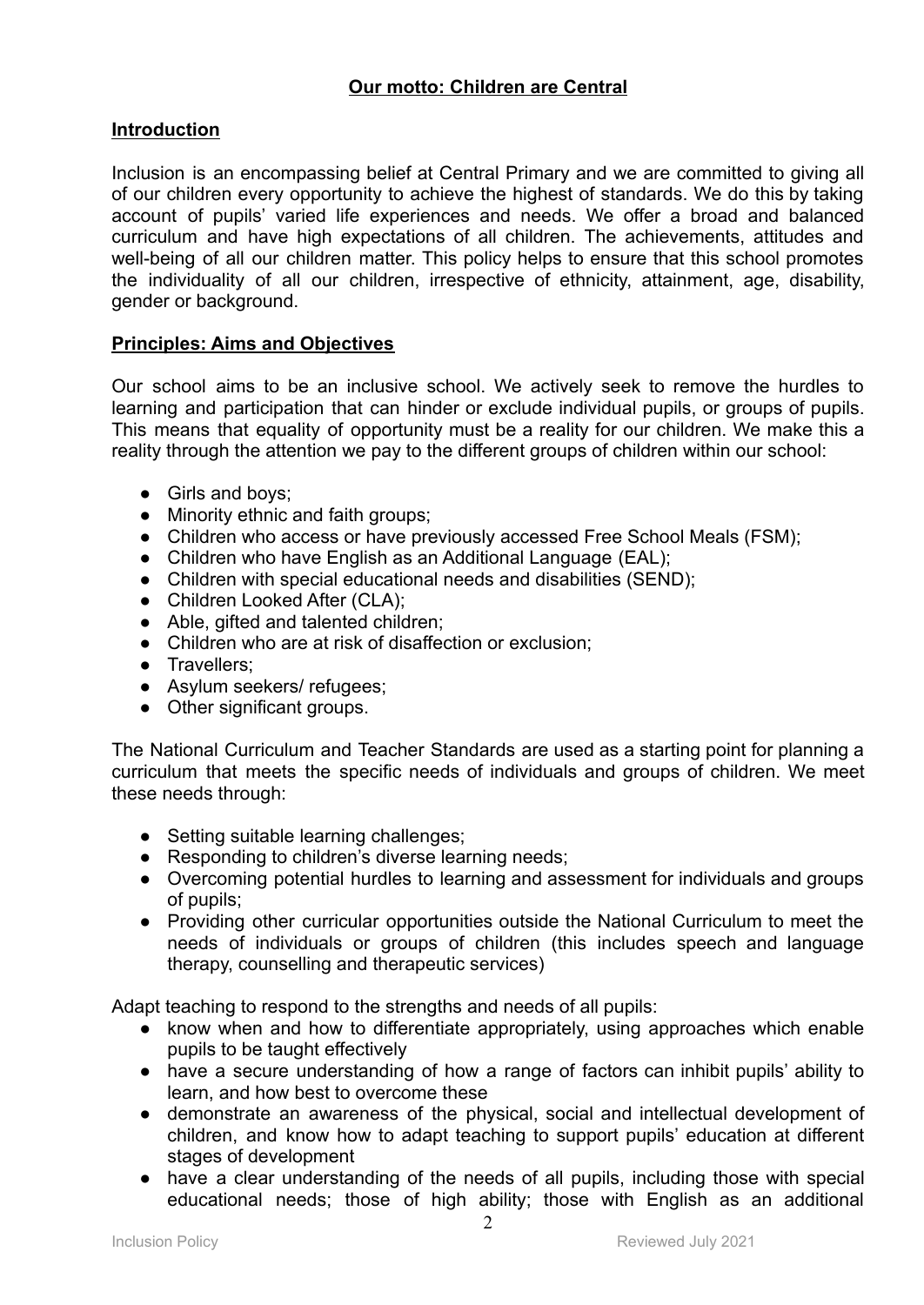**Our motto: Children are Central**

## Introduction

Inclusion is an encompassing belief at Central Primary and we are committed to giving all of our children every opportunity to achieve the highest of standards. We do this by taking account of pupils' varied life experiences and needs. We offer a broad and balanced curriculum and have high expectations of all children. The achievements, attitudes and well-being of all our children matter. This policy helps to ensure that this school promotes the individuality of all our children, irrespective of ethnicity, attainment, age, disability, gender or background.

## Principles: Aims and Objectives

Our school aims to be an inclusive school. We actively seek to remove the hurdles to learning and participation that can hinder or exclude individual pupils, or groups of pupils. This means that equality of opportunity must be a reality for our children. We make this a reality through the attention we pay to the different groups of children within our school:

- Girls and boys;
- Minority ethnic and faith groups;
- Children who access or have previously accessed Free School Meals (FSM);
- Children who have English as an Additional Language (EAL);
- Children with special educational needs and disabilities (SEND);
- Children Looked After (CLA);
- Able, gifted and talented children;
- Children who are at risk of disaffection or exclusion;
- Travellers;
- Asylum seekers/ refugees;
- Other significant groups.

The National Curriculum and Teacher Standards are used as a starting point for planning a curriculum that meets the specific needs of individuals and groups of children. We meet these needs through:

- Setting suitable learning challenges;
- Responding to children's diverse learning needs;
- Overcoming potential hurdles to learning and assessment for individuals and groups of pupils;
- Providing other curricular opportunities outside the National Curriculum to meet the needs of individuals or groups of children (this includes speech and language therapy, counselling and therapeutic services)

Adapt teaching to respond to the strengths and needs of all pupils:

- know when and how to differentiate appropriately, using approaches which enable pupils to be taught effectively
- have a secure understanding of how a range of factors can inhibit pupils' ability to learn, and how best to overcome these
- demonstrate an awareness of the physical, social and intellectual development of children, and know how to adapt teaching to support pupils' education at different stages of development
- have a clear understanding of the needs of all pupils, including those with special educational needs; those of high ability; those with English as an additional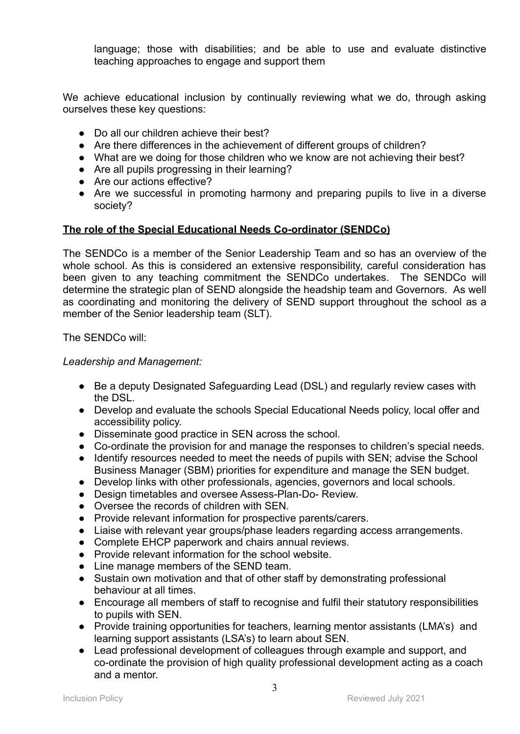language; those with disabilities; and be able to use and evaluate distinctive teaching approaches to engage and support them

We achieve educational inclusion by continually reviewing what we do, through asking ourselves these key questions:

- Do all our children achieve their best?
- Are there differences in the achievement of different groups of children?
- What are we doing for those children who we know are not achieving their best?
- Are all pupils progressing in their learning?
- Are our actions effective?
- Are we successful in promoting harmony and preparing pupils to live in a diverse society?

## **The role of the Special Educational Needs Co-ordinator (SENDCo)**

The SENDCo is a member of the Senior Leadership Team and so has an overview of the whole school. As this is considered an extensive responsibility, careful consideration has been given to any teaching commitment the SENDCo undertakes. The SENDCo will determine the strategic plan of SEND alongside the headship team and Governors. As well as coordinating and monitoring the delivery of SEND support throughout the school as a member of the Senior leadership team (SLT).

The SENDCo will:

*Leadership and Management:*

- Be a deputy Designated Safeguarding Lead (DSL) and regularly review cases with the DSL.
- Develop and evaluate the schools Special Educational Needs policy, local offer and accessibility policy.
- Disseminate good practice in SEN across the school.
- Co-ordinate the provision for and manage the responses to children's special needs.
- Identify resources needed to meet the needs of pupils with SEN; advise the School Business Manager (SBM) priorities for expenditure and manage the SEN budget.
- Develop links with other professionals, agencies, governors and local schools.
- Design timetables and oversee Assess-Plan-Do- Review.
- Oversee the records of children with SEN.
- Provide relevant information for prospective parents/carers.
- Liaise with relevant year groups/phase leaders regarding access arrangements.
- Complete EHCP paperwork and chairs annual reviews.
- Provide relevant information for the school website.
- Line manage members of the SEND team.
- Sustain own motivation and that of other staff by demonstrating professional behaviour at all times.
- Encourage all members of staff to recognise and fulfil their statutory responsibilities to pupils with SEN.
- Provide training opportunities for teachers, learning mentor assistants (LMA's) and learning support assistants (LSA's) to learn about SEN.
- Lead professional development of colleagues through example and support, and co-ordinate the provision of high quality professional development acting as a coach and a mentor.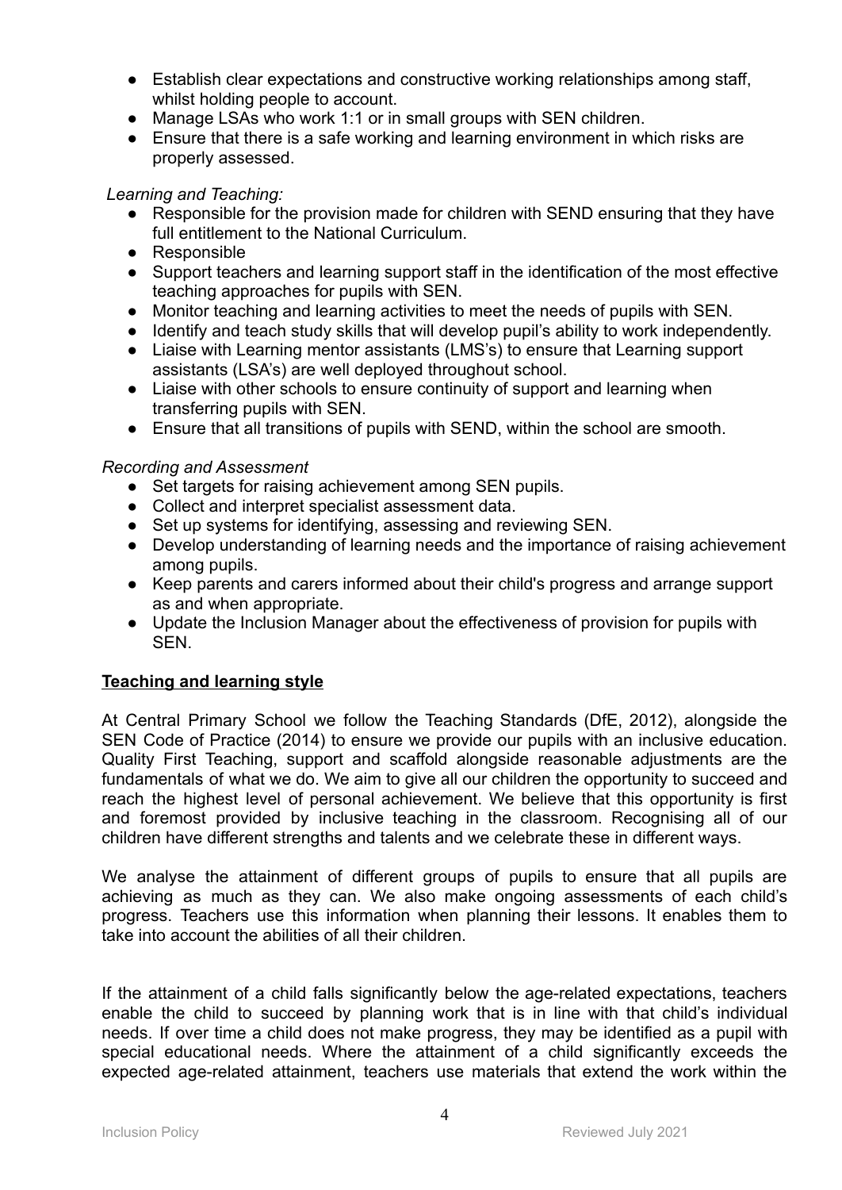- Establish clear expectations and constructive working relationships among staff, whilst holding people to account.
- Manage LSAs who work 1:1 or in small groups with SEN children.
- Ensure that there is a safe working and learning environment in which risks are properly assessed.

*Learning and Teaching:*

- Responsible for the provision made for children with SEND ensuring that they have full entitlement to the National Curriculum.
- Responsible
- Support teachers and learning support staff in the identification of the most effective teaching approaches for pupils with SEN.
- Monitor teaching and learning activities to meet the needs of pupils with SEN.
- Identify and teach study skills that will develop pupil's ability to work independently.
- Liaise with Learning mentor assistants (LMS's) to ensure that Learning support assistants (LSA's) are well deployed throughout school.
- Liaise with other schools to ensure continuity of support and learning when transferring pupils with SEN.
- Ensure that all transitions of pupils with SEND, within the school are smooth.

*Recording and Assessment*

- Set targets for raising achievement among SEN pupils.
- Collect and interpret specialist assessment data.
- Set up systems for identifying, assessing and reviewing SEN.
- Develop understanding of learning needs and the importance of raising achievement among pupils.
- Keep parents and carers informed about their child's progress and arrange support as and when appropriate.
- Update the Inclusion Manager about the effectiveness of provision for pupils with SEN.

**Teaching and learning style**

At Central Primary School we follow the Teaching Standards (DfE, 2012), alongside the SEN Code of Practice (2014) to ensure we provide our pupils with an inclusive education. Quality First Teaching, support and scaffold alongside reasonable adjustments are the fundamentals of what we do. We aim to give all our children the opportunity to succeed and reach the highest level of personal achievement. We believe that this opportunity is first and foremost provided by inclusive teaching in the classroom. Recognising all of our children have different strengths and talents and we celebrate these in different ways.

We analyse the attainment of different groups of pupils to ensure that all pupils are achieving as much as they can. We also make ongoing assessments of each child's progress. Teachers use this information when planning their lessons. It enables them to take into account the abilities of all their children.

If the attainment of a child falls significantly below the age-related expectations, teachers enable the child to succeed by planning work that is in line with that child's individual needs. If over time a child does not make progress, they may be identified as a pupil with special educational needs. Where the attainment of a child significantly exceeds the expected age-related attainment, teachers use materials that extend the work within the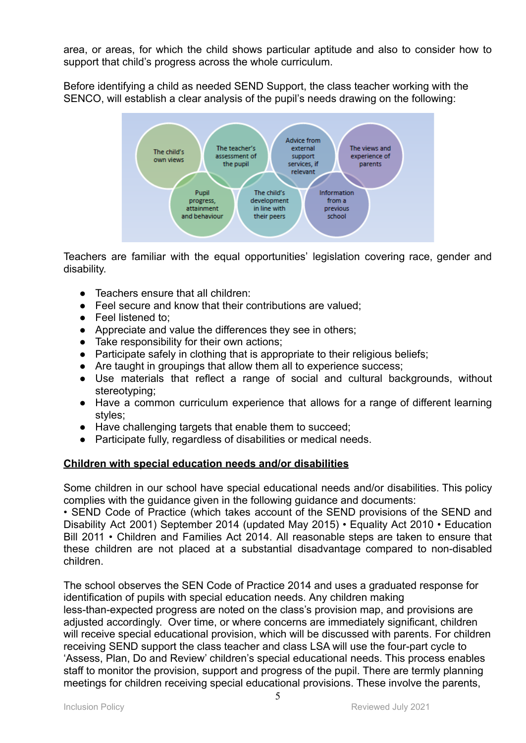area, or areas, for which the child shows particular aptitude and also to consider how to support that child's progress across the whole curriculum.

Before identifying a child as needed SEND Support, the class teacher working with the SENCO, will establish a clear analysis of the pupil's needs drawing on the following:

The child's own views

The teacher's assessment of the pupil

Advice from external support services, if relevant

The views and experience of parents

Pupil progress, attainment and behaviour

The child's development in line with their peers

Information from a previous school

Teachers are familiar with the equal opportunities' legislation covering race, gender and disability.

- Teachers ensure that all children:
- Feel secure and know that their contributions are valued;
- Feel listened to;
- Appreciate and value the differences they see in others;
- Take responsibility for their own actions;
- Participate safely in clothing that is appropriate to their religious beliefs;
- Are taught in groupings that allow them all to experience success;
- Use materials that reflect a range of social and cultural backgrounds, without stereotyping;
- Have a common curriculum experience that allows for a range of different learning styles;
- Have challenging targets that enable them to succeed;
- Participate fully, regardless of disabilities or medical needs.

**Children with special education needs and/or disabilities**

Some children in our school have special educational needs and/or disabilities. This policy complies with the guidance given in the following guidance and documents:
• SEND Code of Practice (which takes account of the SEND provisions of the SEND and Disability Act 2001) September 2014 (updated May 2015) • Equality Act 2010 • Education Bill 2011 • Children and Families Act 2014. All reasonable steps are taken to ensure that these children are not placed at a substantial disadvantage compared to non-disabled children.

The school observes the SEN Code of Practice 2014 and uses a graduated response for identification of pupils with special education needs. Any children making less-than-expected progress are noted on the class's provision map, and provisions are adjusted accordingly. Over time, or where concerns are immediately significant, children will receive special educational provision, which will be discussed with parents. For children receiving SEND support the class teacher and class LSA will use the four-part cycle to 'Assess, Plan, Do and Review' children's special educational needs. This process enables staff to monitor the provision, support and progress of the pupil. There are termly planning meetings for children receiving special educational provisions. These involve the parents,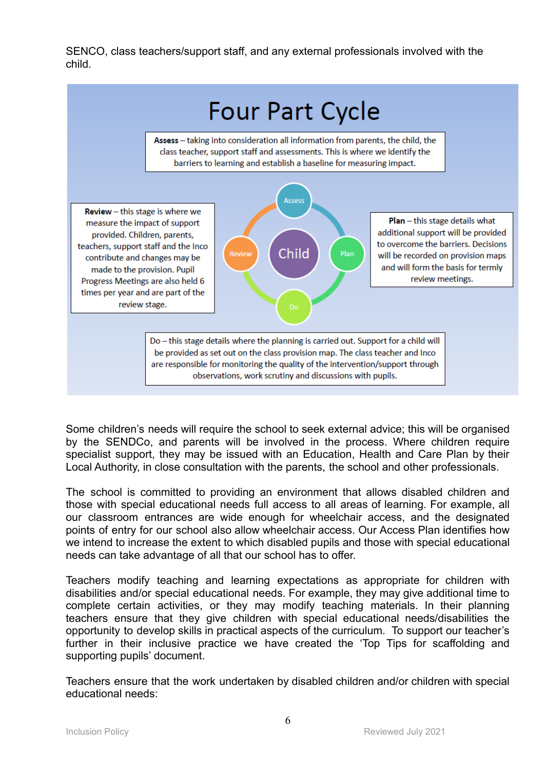SENCO, class teachers/support staff, and any external professionals involved with the child.

## Four Part Cycle

**Assess** – taking into consideration all information from parents, the child, the class teacher, support staff and assessments. This is where we identify the barriers to learning and establish a baseline for measuring impact.

**Review** – this stage is where we measure the impact of support provided. Children, parents, teachers, support staff and the Inco contribute and changes may be made to the provision. Pupil Progress Meetings are also held 6 times per year and are part of the review stage.

Assess

Review

Child

Plan

Do

**Plan** – this stage details what additional support will be provided to overcome the barriers. Decisions will be recorded on provision maps and will form the basis for termly review meetings.

Do – this stage details where the planning is carried out. Support for a child will be provided as set out on the class provision map. The class teacher and Inco are responsible for monitoring the quality of the intervention/support through observations, work scrutiny and discussions with pupils.

Some children's needs will require the school to seek external advice; this will be organised by the SENDCo, and parents will be involved in the process. Where children require specialist support, they may be issued with an Education, Health and Care Plan by their Local Authority, in close consultation with the parents, the school and other professionals.

The school is committed to providing an environment that allows disabled children and those with special educational needs full access to all areas of learning. For example, all our classroom entrances are wide enough for wheelchair access, and the designated points of entry for our school also allow wheelchair access. Our Access Plan identifies how we intend to increase the extent to which disabled pupils and those with special educational needs can take advantage of all that our school has to offer.

Teachers modify teaching and learning expectations as appropriate for children with disabilities and/or special educational needs. For example, they may give additional time to complete certain activities, or they may modify teaching materials. In their planning teachers ensure that they give children with special educational needs/disabilities the opportunity to develop skills in practical aspects of the curriculum. To support our teacher's further in their inclusive practice we have created the 'Top Tips for scaffolding and supporting pupils' document.

Teachers ensure that the work undertaken by disabled children and/or children with special educational needs: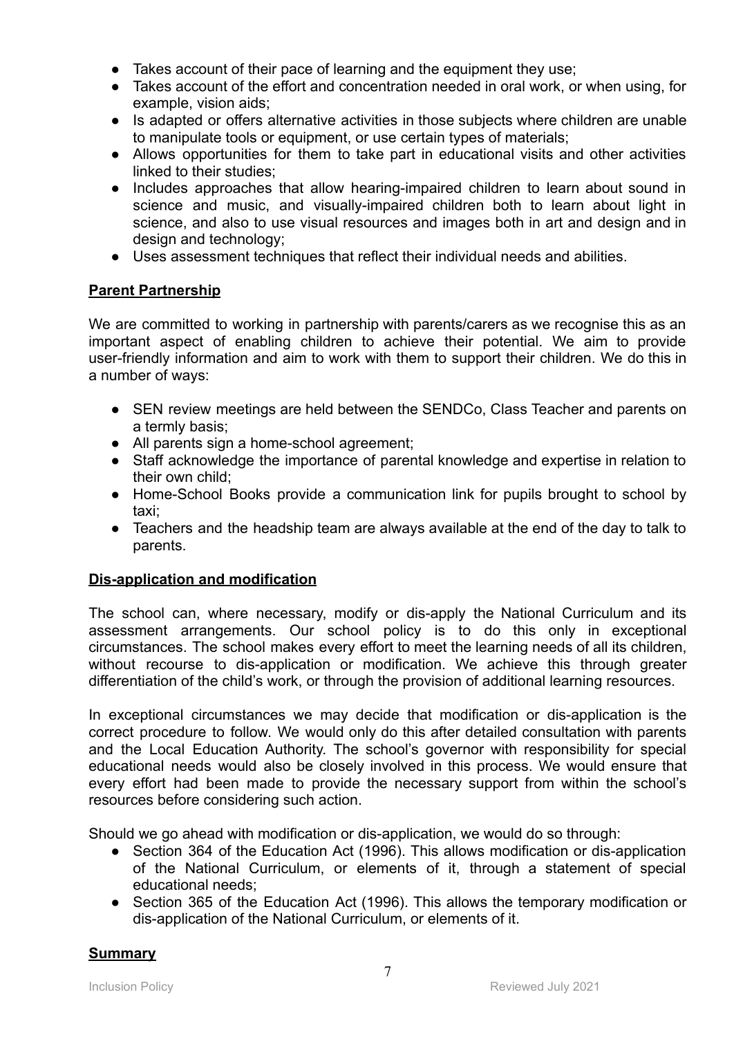- Takes account of their pace of learning and the equipment they use;
- Takes account of the effort and concentration needed in oral work, or when using, for example, vision aids;
- Is adapted or offers alternative activities in those subjects where children are unable to manipulate tools or equipment, or use certain types of materials;
- Allows opportunities for them to take part in educational visits and other activities linked to their studies;
- Includes approaches that allow hearing-impaired children to learn about sound in science and music, and visually-impaired children both to learn about light in science, and also to use visual resources and images both in art and design and in design and technology;
- Uses assessment techniques that reflect their individual needs and abilities.

**Parent Partnership**

We are committed to working in partnership with parents/carers as we recognise this as an important aspect of enabling children to achieve their potential. We aim to provide user-friendly information and aim to work with them to support their children. We do this in a number of ways:

- SEN review meetings are held between the SENDCo, Class Teacher and parents on a termly basis;
- All parents sign a home-school agreement;
- Staff acknowledge the importance of parental knowledge and expertise in relation to their own child;
- Home-School Books provide a communication link for pupils brought to school by taxi;
- Teachers and the headship team are always available at the end of the day to talk to parents.

**Dis-application and modification**

The school can, where necessary, modify or dis-apply the National Curriculum and its assessment arrangements. Our school policy is to do this only in exceptional circumstances. The school makes every effort to meet the learning needs of all its children, without recourse to dis-application or modification. We achieve this through greater differentiation of the child's work, or through the provision of additional learning resources.

In exceptional circumstances we may decide that modification or dis-application is the correct procedure to follow. We would only do this after detailed consultation with parents and the Local Education Authority. The school's governor with responsibility for special educational needs would also be closely involved in this process. We would ensure that every effort had been made to provide the necessary support from within the school's resources before considering such action.

Should we go ahead with modification or dis-application, we would do so through:

- Section 364 of the Education Act (1996). This allows modification or dis-application of the National Curriculum, or elements of it, through a statement of special educational needs;
- Section 365 of the Education Act (1996). This allows the temporary modification or dis-application of the National Curriculum, or elements of it.

**Summary**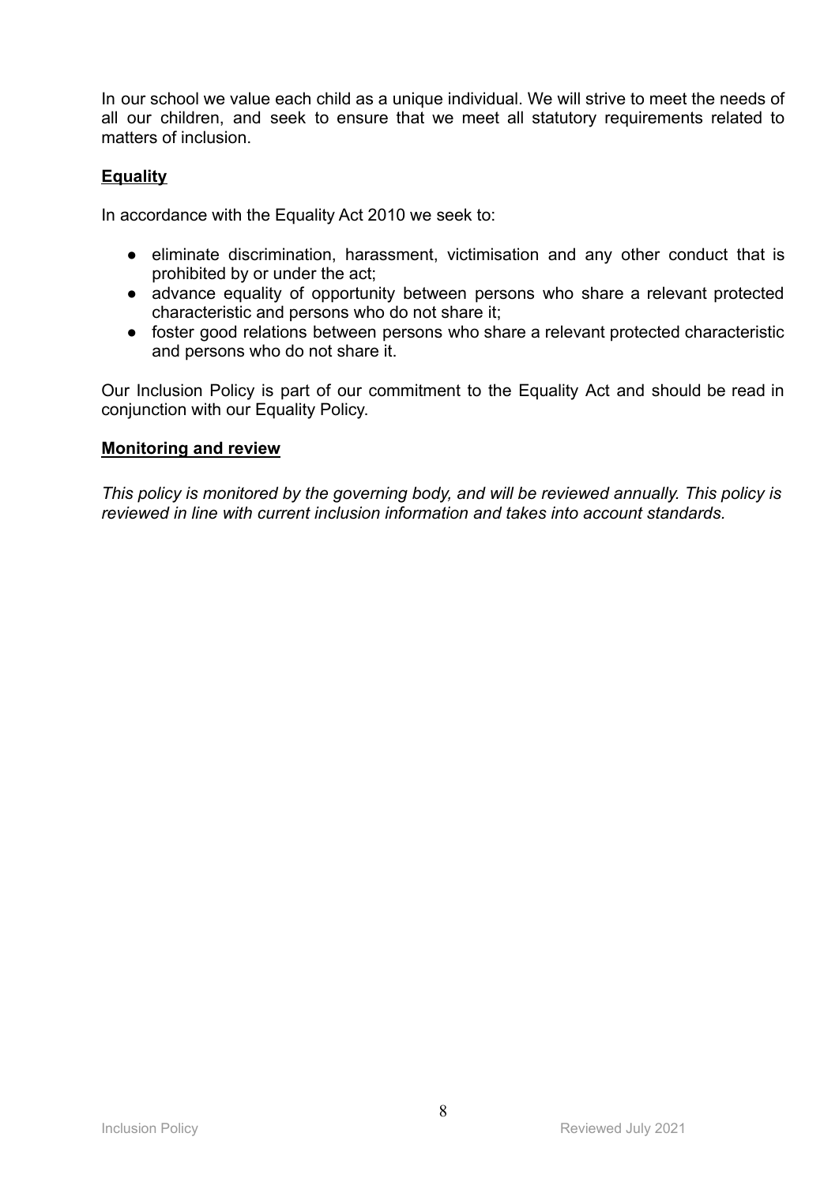In our school we value each child as a unique individual. We will strive to meet the needs of all our children, and seek to ensure that we meet all statutory requirements related to matters of inclusion.

**<u>Equality</u>**

In accordance with the Equality Act 2010 we seek to:

- eliminate discrimination, harassment, victimisation and any other conduct that is prohibited by or under the act;
- advance equality of opportunity between persons who share a relevant protected characteristic and persons who do not share it;
- foster good relations between persons who share a relevant protected characteristic and persons who do not share it.

Our Inclusion Policy is part of our commitment to the Equality Act and should be read in conjunction with our Equality Policy.

**<u>Monitoring and review</u>**

*This policy is monitored by the governing body, and will be reviewed annually. This policy is reviewed in line with current inclusion information and takes into account standards.*